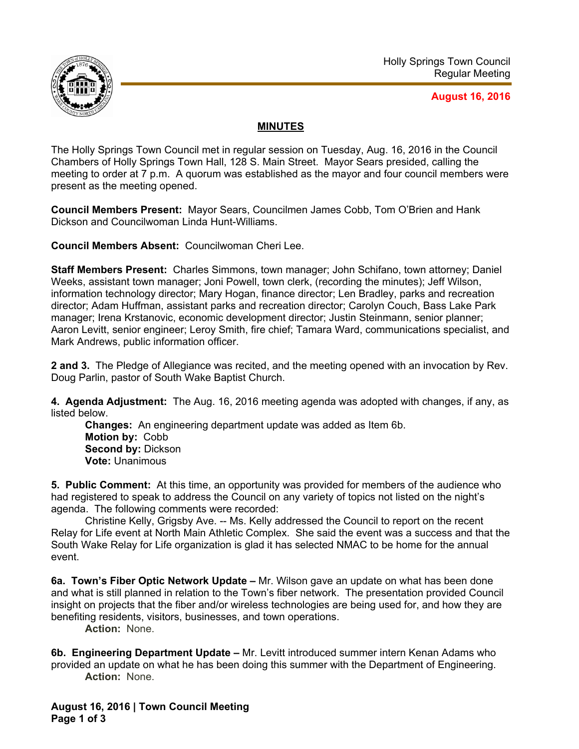Holly Springs Town Council
Regular Meeting

**August 16, 2016**

## MINUTES

The Holly Springs Town Council met in regular session on Tuesday, Aug. 16, 2016 in the Council Chambers of Holly Springs Town Hall, 128 S. Main Street. Mayor Sears presided, calling the meeting to order at 7 p.m. A quorum was established as the mayor and four council members were present as the meeting opened.

**Council Members Present:** Mayor Sears, Councilmen James Cobb, Tom O'Brien and Hank Dickson and Councilwoman Linda Hunt-Williams.

**Council Members Absent:** Councilwoman Cheri Lee.

**Staff Members Present:** Charles Simmons, town manager; John Schifano, town attorney; Daniel Weeks, assistant town manager; Joni Powell, town clerk, (recording the minutes); Jeff Wilson, information technology director; Mary Hogan, finance director; Len Bradley, parks and recreation director; Adam Huffman, assistant parks and recreation director; Carolyn Couch, Bass Lake Park manager; Irena Krstanovic, economic development director; Justin Steinmann, senior planner; Aaron Levitt, senior engineer; Leroy Smith, fire chief; Tamara Ward, communications specialist, and Mark Andrews, public information officer.

**2 and 3.** The Pledge of Allegiance was recited, and the meeting opened with an invocation by Rev. Doug Parlin, pastor of South Wake Baptist Church.

**4. Agenda Adjustment:** The Aug. 16, 2016 meeting agenda was adopted with changes, if any, as listed below.

**Changes:** An engineering department update was added as Item 6b.
**Motion by:** Cobb
**Second by:** Dickson
**Vote:** Unanimous

**5. Public Comment:** At this time, an opportunity was provided for members of the audience who had registered to speak to address the Council on any variety of topics not listed on the night's agenda. The following comments were recorded:

Christine Kelly, Grigsby Ave. -- Ms. Kelly addressed the Council to report on the recent Relay for Life event at North Main Athletic Complex. She said the event was a success and that the South Wake Relay for Life organization is glad it has selected NMAC to be home for the annual event.

**6a. Town's Fiber Optic Network Update –** Mr. Wilson gave an update on what has been done and what is still planned in relation to the Town's fiber network. The presentation provided Council insight on projects that the fiber and/or wireless technologies are being used for, and how they are benefiting residents, visitors, businesses, and town operations.

**Action:** None.

**6b. Engineering Department Update –** Mr. Levitt introduced summer intern Kenan Adams who provided an update on what he has been doing this summer with the Department of Engineering.

**Action:** None.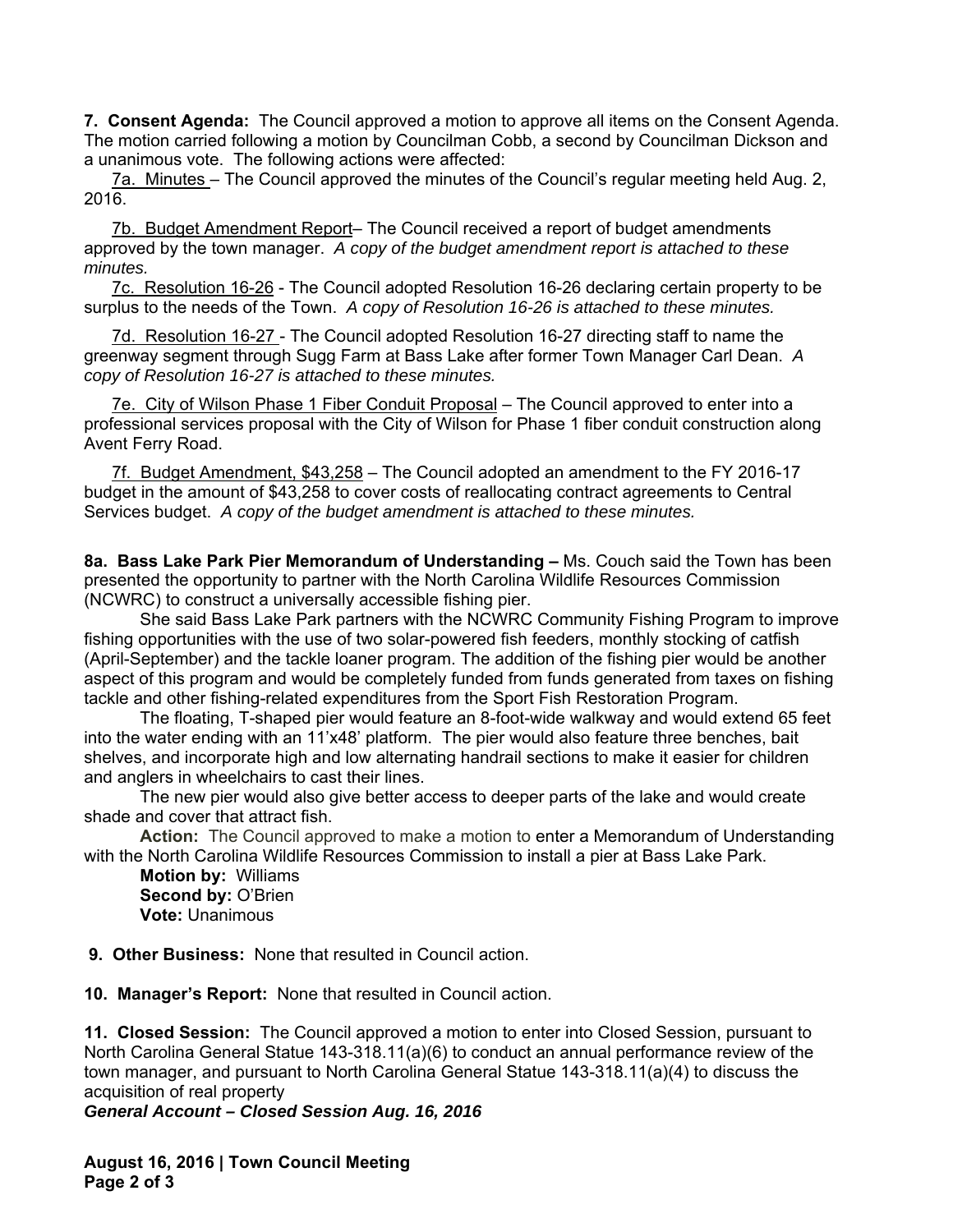**7. Consent Agenda:** The Council approved a motion to approve all items on the Consent Agenda. The motion carried following a motion by Councilman Cobb, a second by Councilman Dickson and a unanimous vote. The following actions were affected:

7a. Minutes – The Council approved the minutes of the Council's regular meeting held Aug. 2, 2016.

7b. Budget Amendment Report– The Council received a report of budget amendments approved by the town manager. *A copy of the budget amendment report is attached to these minutes.*

7c. Resolution 16-26 - The Council adopted Resolution 16-26 declaring certain property to be surplus to the needs of the Town. *A copy of Resolution 16-26 is attached to these minutes.*

7d. Resolution 16-27 - The Council adopted Resolution 16-27 directing staff to name the greenway segment through Sugg Farm at Bass Lake after former Town Manager Carl Dean. *A copy of Resolution 16-27 is attached to these minutes.*

7e. City of Wilson Phase 1 Fiber Conduit Proposal – The Council approved to enter into a professional services proposal with the City of Wilson for Phase 1 fiber conduit construction along Avent Ferry Road.

7f. Budget Amendment, $43,258 – The Council adopted an amendment to the FY 2016-17 budget in the amount of $43,258 to cover costs of reallocating contract agreements to Central Services budget. *A copy of the budget amendment is attached to these minutes.*

**8a. Bass Lake Park Pier Memorandum of Understanding –** Ms. Couch said the Town has been presented the opportunity to partner with the North Carolina Wildlife Resources Commission (NCWRC) to construct a universally accessible fishing pier.

She said Bass Lake Park partners with the NCWRC Community Fishing Program to improve fishing opportunities with the use of two solar-powered fish feeders, monthly stocking of catfish (April-September) and the tackle loaner program. The addition of the fishing pier would be another aspect of this program and would be completely funded from funds generated from taxes on fishing tackle and other fishing-related expenditures from the Sport Fish Restoration Program.

The floating, T-shaped pier would feature an 8-foot-wide walkway and would extend 65 feet into the water ending with an 11'x48' platform. The pier would also feature three benches, bait shelves, and incorporate high and low alternating handrail sections to make it easier for children and anglers in wheelchairs to cast their lines.

The new pier would also give better access to deeper parts of the lake and would create shade and cover that attract fish.

**Action:** The Council approved to make a motion to enter a Memorandum of Understanding with the North Carolina Wildlife Resources Commission to install a pier at Bass Lake Park.

**Motion by:** Williams
**Second by:** O'Brien
**Vote:** Unanimous

**9. Other Business:** None that resulted in Council action.

**10. Manager's Report:** None that resulted in Council action.

**11. Closed Session:** The Council approved a motion to enter into Closed Session, pursuant to North Carolina General Statue 143-318.11(a)(6) to conduct an annual performance review of the town manager, and pursuant to North Carolina General Statue 143-318.11(a)(4) to discuss the acquisition of real property

***General Account – Closed Session Aug. 16, 2016***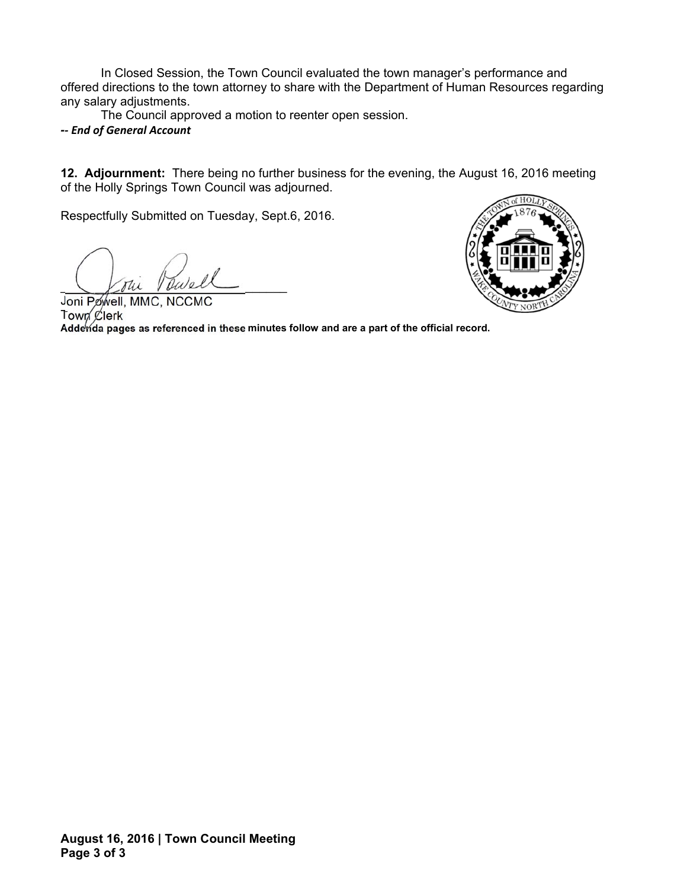In Closed Session, the Town Council evaluated the town manager's performance and offered directions to the town attorney to share with the Department of Human Resources regarding any salary adjustments.

The Council approved a motion to reenter open session.

***-- End of General Account***

**12. Adjournment:** There being no further business for the evening, the August 16, 2016 meeting of the Holly Springs Town Council was adjourned.

Respectfully Submitted on Tuesday, Sept.6, 2016.

Joni Powell, MMC, NCCMC
Town Clerk

**Addenda pages as referenced in these minutes follow and are a part of the official record.**